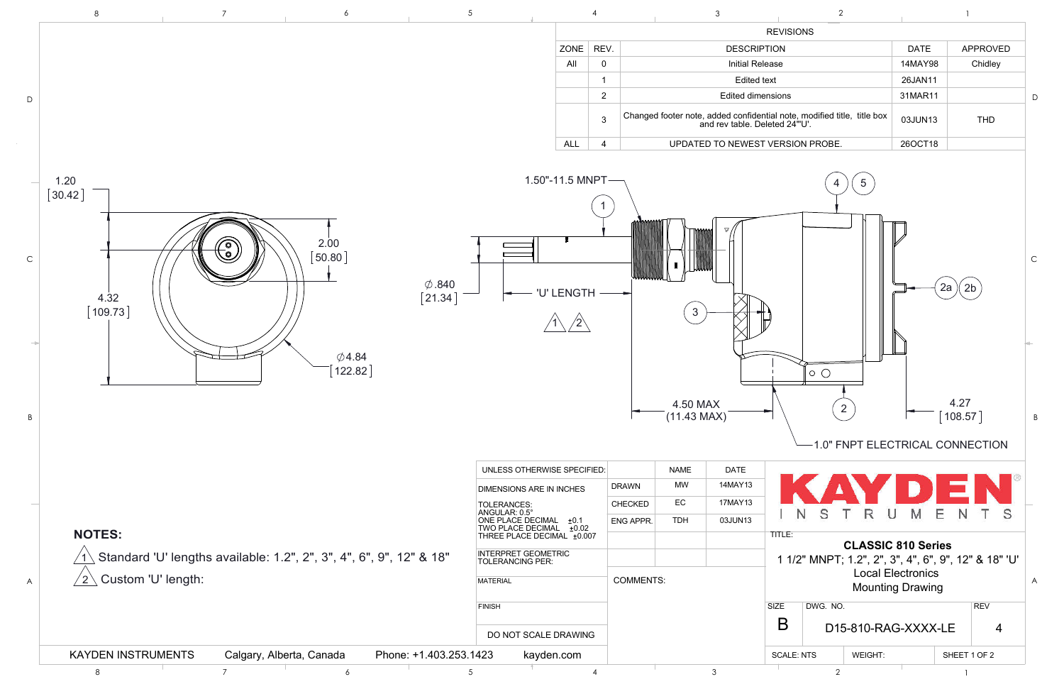## REVISIONS

| ZONE | REV. | DESCRIPTION | DATE | APPROVED |
|---|---|---|---|---|
| All | 0 | Initial Release | 14MAY98 | Chidley |
|  | 1 | Edited text | 26JAN11 |  |
|  | 2 | Edited dimensions | 31MAR11 |  |
|  | 3 | Changed footer note, added confidential note, modified title, title box and rev table. Deleted 24"'U'. | 03JUN13 | THD |
| ALL | 4 | UPDATED TO NEWEST VERSION PROBE. | 26OCT18 |  |

1.20 [30.42]

2.00 [50.80]

4.32 [109.73]

∅4.84 [122.82]

1.50"-11.5 MNPT

∅.840 [21.34]

'U' LENGTH

4.50 MAX (11.43 MAX)

4.27 [108.57]

1.0" FNPT ELECTRICAL CONNECTION

## NOTES:

1. Standard 'U' lengths available: 1.2", 2", 3", 4", 6", 9", 12" & 18"
2. Custom 'U' length:

| UNLESS OTHERWISE SPECIFIED: |  | NAME | DATE |
|---|---|---|---|
| DIMENSIONS ARE IN INCHES | DRAWN | MW | 14MAY13 |
| TOLERANCES: ANGULAR: 0.5° ONE PLACE DECIMAL ±0.1 TWO PLACE DECIMAL ±0.02 THREE PLACE DECIMAL ±0.007 | CHECKED | EC | 17MAY13 |
|  | ENG APPR. | TDH | 03JUN13 |
| INTERPRET GEOMETRIC TOLERANCING PER: |  |  |  |
| MATERIAL | COMMENTS: |  |  |
| FINISH |  |  |  |
| DO NOT SCALE DRAWING |  |  |  |

**KAYDEN** INSTRUMENTS

TITLE: **CLASSIC 810 Series**
1 1/2" MNPT; 1.2", 2", 3", 4", 6", 9", 12" & 18" 'U'
Local Electronics
Mounting Drawing

| SIZE | DWG. NO. | REV |
|---|---|---|
| B | D15-810-RAG-XXXX-LE | 4 |
| SCALE: NTS | WEIGHT: | SHEET 1 OF 2 |

KAYDEN INSTRUMENTS Calgary, Alberta, Canada Phone: +1.403.253.1423 kayden.com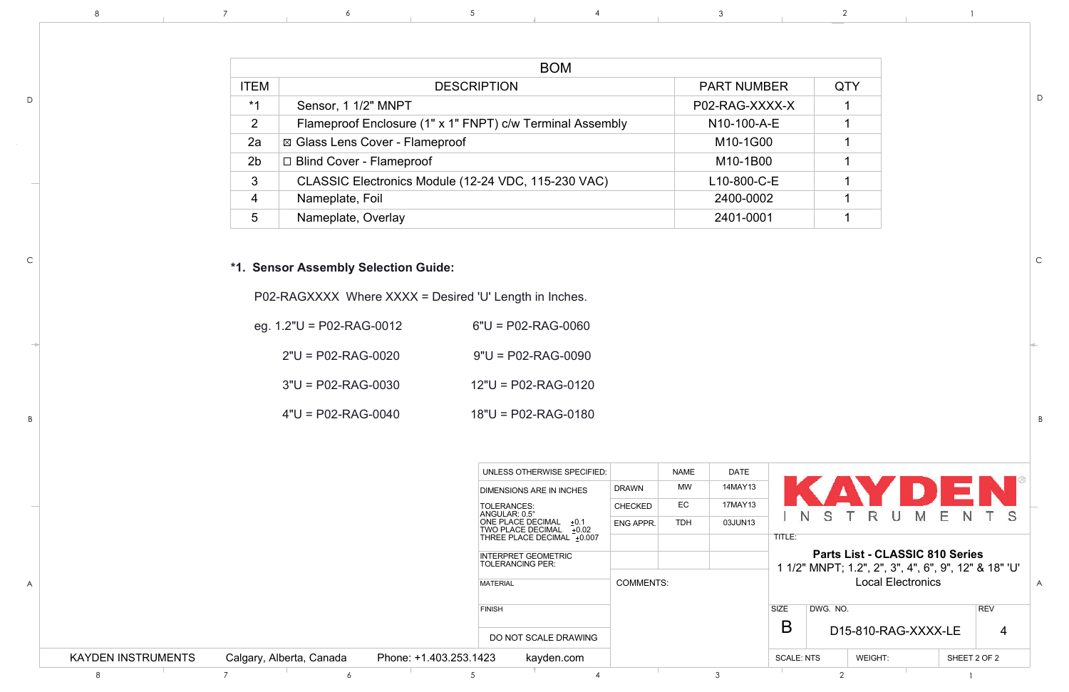## BOM

| ITEM | DESCRIPTION | PART NUMBER | QTY |
|---|---|---|---|
| *1 | Sensor, 1 1/2" MNPT | P02-RAG-XXXX-X | 1 |
| 2 | Flameproof Enclosure (1" x 1" FNPT) c/w Terminal Assembly | N10-100-A-E | 1 |
| 2a | ☒ Glass Lens Cover - Flameproof | M10-1G00 | 1 |
| 2b | ☐ Blind Cover - Flameproof | M10-1B00 | 1 |
| 3 | CLASSIC Electronics Module (12-24 VDC, 115-230 VAC) | L10-800-C-E | 1 |
| 4 | Nameplate, Foil | 2400-0002 | 1 |
| 5 | Nameplate, Overlay | 2401-0001 | 1 |

**\*1. Sensor Assembly Selection Guide:**

P02-RAGXXXX Where XXXX = Desired 'U' Length in Inches.

eg. 1.2"U = P02-RAG-0012

2"U = P02-RAG-0020

3"U = P02-RAG-0030

4"U = P02-RAG-0040

6"U = P02-RAG-0060

9"U = P02-RAG-0090

12"U = P02-RAG-0120

18"U = P02-RAG-0180

| | | | |
|---|---|---|---|
| UNLESS OTHERWISE SPECIFIED: | | NAME | DATE |
| DIMENSIONS ARE IN INCHES | DRAWN | MW | 14MAY13 |
| TOLERANCES: ANGULAR: 0.5° ONE PLACE DECIMAL ±0.1 TWO PLACE DECIMAL ±0.02 THREE PLACE DECIMAL ±0.007 | CHECKED | EC | 17MAY13 |
| | ENG APPR. | TDH | 03JUN13 |
| INTERPRET GEOMETRIC TOLERANCING PER: | | | |
| MATERIAL | COMMENTS: | | |
| FINISH | | | |
| DO NOT SCALE DRAWING | | | |

KAYDEN INSTRUMENTS

TITLE:

**Parts List - CLASSIC 810 Series**
1 1/2" MNPT; 1.2", 2", 3", 4", 6", 9", 12" & 18" 'U'
Local Electronics

| SIZE | DWG. NO. | REV |
|---|---|---|
| B | D15-810-RAG-XXXX-LE | 4 |

SCALE: NTS | WEIGHT: | SHEET 2 OF 2

KAYDEN INSTRUMENTS | Calgary, Alberta, Canada | Phone: +1.403.253.1423 | kayden.com